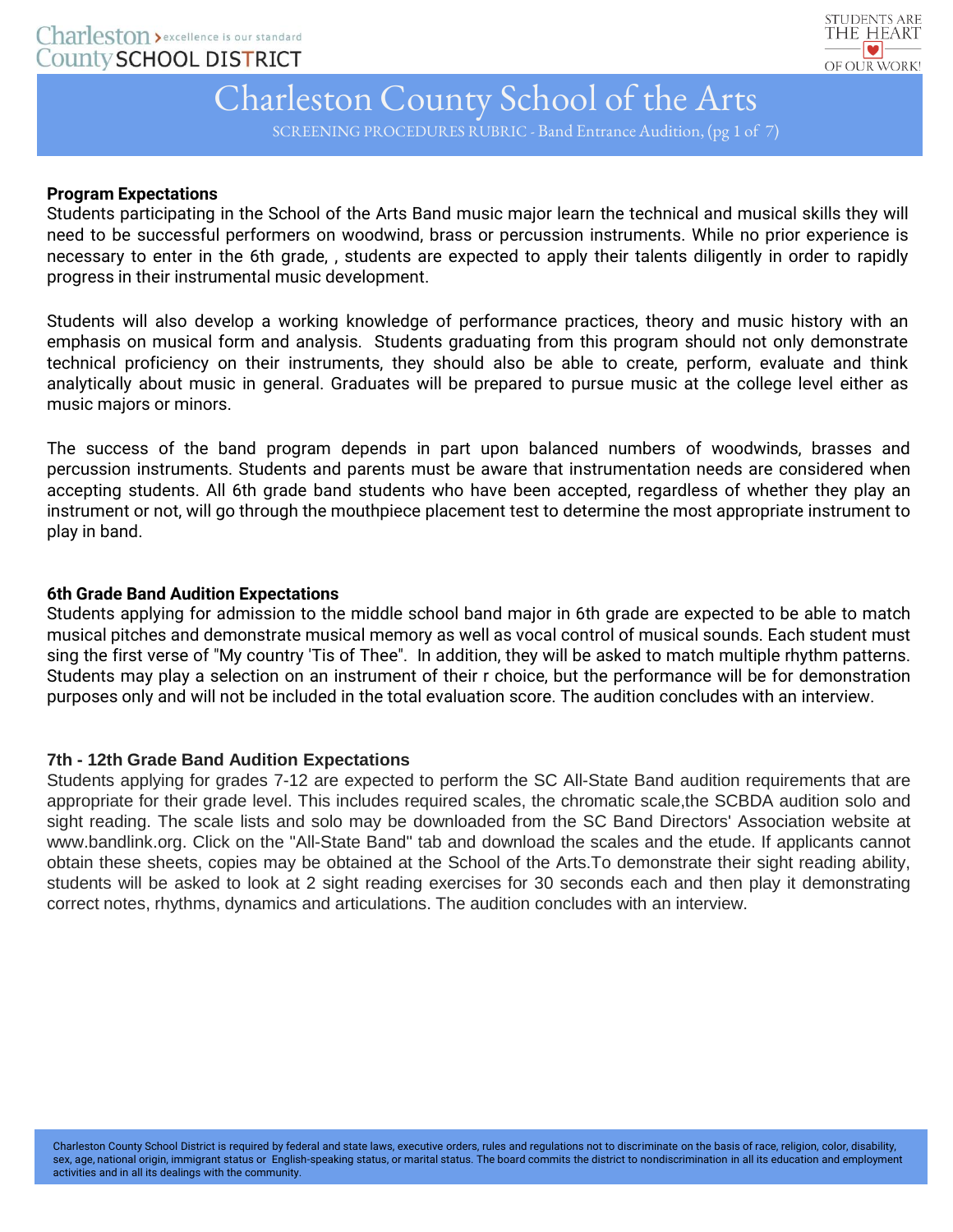# Charleston County School of the Arts

SCREENING PROCEDURES RUBRIC - Band Entrance Audition, (pg 1 of 7)

**Program Expectations**

Students participating in the School of the Arts Band music major learn the technical and musical skills they will need to be successful performers on woodwind, brass or percussion instruments. While no prior experience is necessary to enter in the 6th grade, , students are expected to apply their talents diligently in order to rapidly progress in their instrumental music development.

Students will also develop a working knowledge of performance practices, theory and music history with an emphasis on musical form and analysis. Students graduating from this program should not only demonstrate technical proficiency on their instruments, they should also be able to create, perform, evaluate and think analytically about music in general. Graduates will be prepared to pursue music at the college level either as music majors or minors.

The success of the band program depends in part upon balanced numbers of woodwinds, brasses and percussion instruments. Students and parents must be aware that instrumentation needs are considered when accepting students. All 6th grade band students who have been accepted, regardless of whether they play an instrument or not, will go through the mouthpiece placement test to determine the most appropriate instrument to play in band.

**6th Grade Band Audition Expectations**

Students applying for admission to the middle school band major in 6th grade are expected to be able to match musical pitches and demonstrate musical memory as well as vocal control of musical sounds. Each student must sing the first verse of "My country 'Tis of Thee". In addition, they will be asked to match multiple rhythm patterns. Students may play a selection on an instrument of their r choice, but the performance will be for demonstration purposes only and will not be included in the total evaluation score. The audition concludes with an interview.

**7th - 12th Grade Band Audition Expectations**

Students applying for grades 7-12 are expected to perform the SC All-State Band audition requirements that are appropriate for their grade level. This includes required scales, the chromatic scale,the SCBDA audition solo and sight reading. The scale lists and solo may be downloaded from the SC Band Directors' Association website at www.bandlink.org. Click on the "All-State Band" tab and download the scales and the etude. If applicants cannot obtain these sheets, copies may be obtained at the School of the Arts.To demonstrate their sight reading ability, students will be asked to look at 2 sight reading exercises for 30 seconds each and then play it demonstrating correct notes, rhythms, dynamics and articulations. The audition concludes with an interview.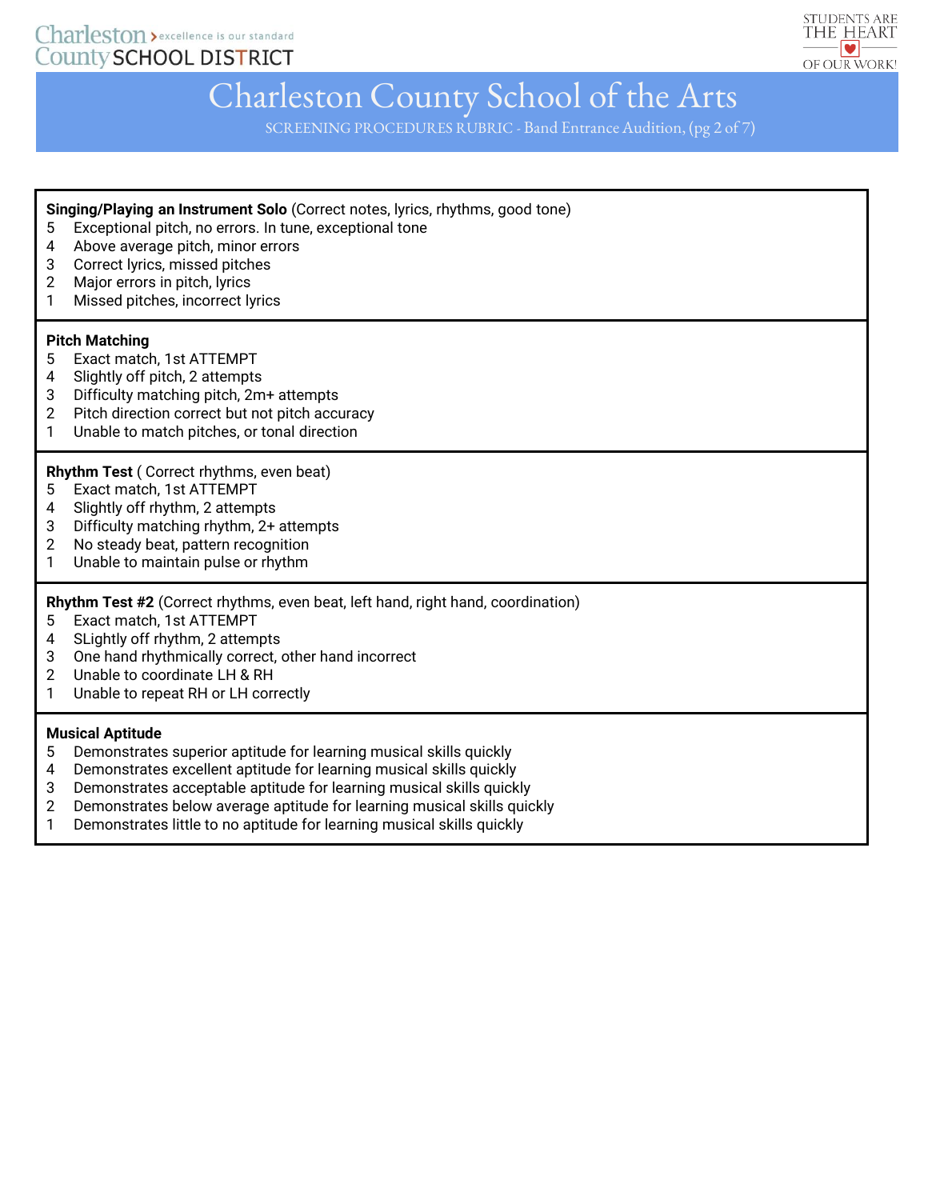# Charleston County School of the Arts

SCREENING PROCEDURES RUBRIC - Band Entrance Audition, (pg 2 of 7)

**Singing/Playing an Instrument Solo** (Correct notes, lyrics, rhythms, good tone)

5 Exceptional pitch, no errors. In tune, exceptional tone
4 Above average pitch, minor errors
3 Correct lyrics, missed pitches
2 Major errors in pitch, lyrics
1 Missed pitches, incorrect lyrics

**Pitch Matching**

5 Exact match, 1st ATTEMPT
4 Slightly off pitch, 2 attempts
3 Difficulty matching pitch, 2m+ attempts
2 Pitch direction correct but not pitch accuracy
1 Unable to match pitches, or tonal direction

**Rhythm Test** ( Correct rhythms, even beat)

5 Exact match, 1st ATTEMPT
4 Slightly off rhythm, 2 attempts
3 Difficulty matching rhythm, 2+ attempts
2 No steady beat, pattern recognition
1 Unable to maintain pulse or rhythm

**Rhythm Test #2** (Correct rhythms, even beat, left hand, right hand, coordination)

5 Exact match, 1st ATTEMPT
4 SLightly off rhythm, 2 attempts
3 One hand rhythmically correct, other hand incorrect
2 Unable to coordinate LH & RH
1 Unable to repeat RH or LH correctly

**Musical Aptitude**

5 Demonstrates superior aptitude for learning musical skills quickly
4 Demonstrates excellent aptitude for learning musical skills quickly
3 Demonstrates acceptable aptitude for learning musical skills quickly
2 Demonstrates below average aptitude for learning musical skills quickly
1 Demonstrates little to no aptitude for learning musical skills quickly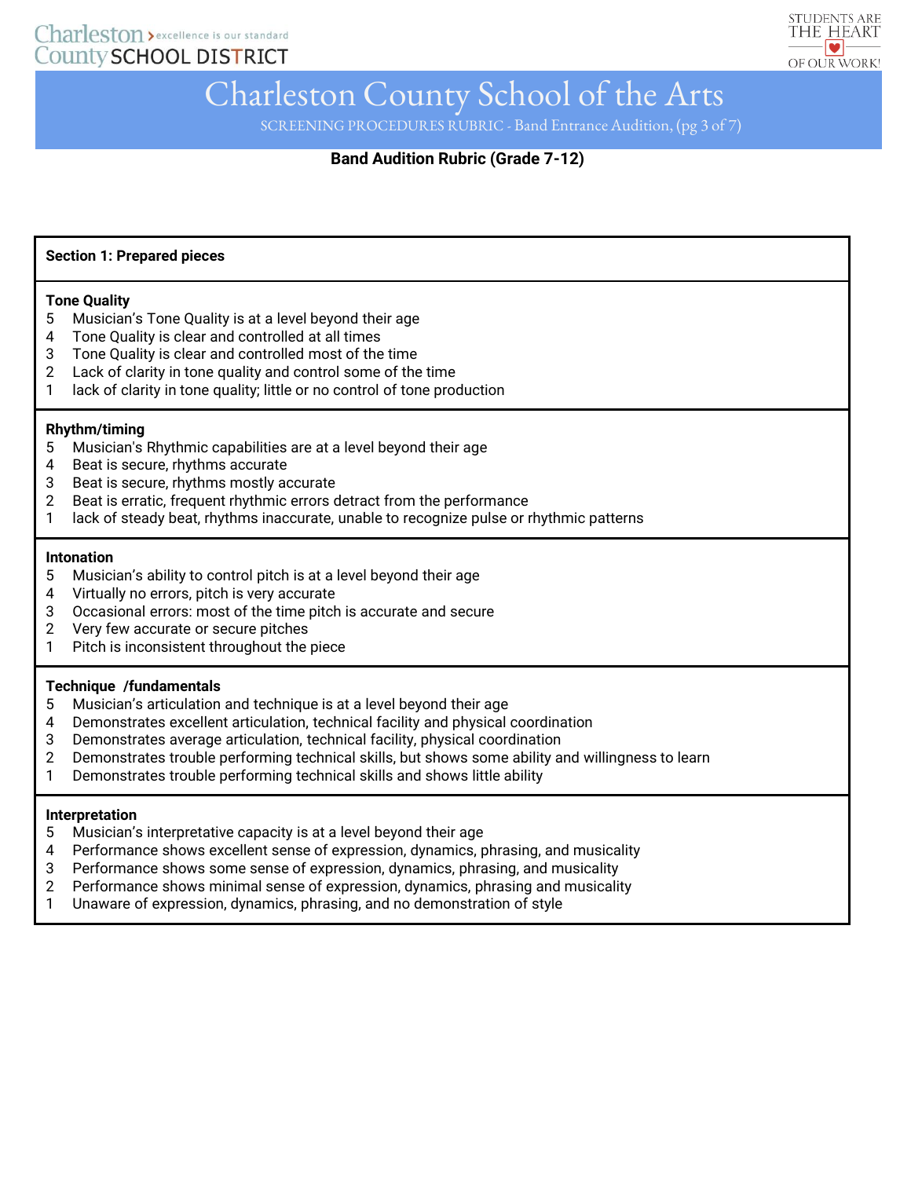# Charleston County School of the Arts

SCREENING PROCEDURES RUBRIC - Band Entrance Audition

## Band Audition Rubric (Grade 7-12)

### Section 1: Prepared pieces

**Tone Quality**

5 Musician's Tone Quality is at a level beyond their age
4 Tone Quality is clear and controlled at all times
3 Tone Quality is clear and controlled most of the time
2 Lack of clarity in tone quality and control some of the time
1 lack of clarity in tone quality; little or no control of tone production

**Rhythm/timing**

5 Musician's Rhythmic capabilities are at a level beyond their age
4 Beat is secure, rhythms accurate
3 Beat is secure, rhythms mostly accurate
2 Beat is erratic, frequent rhythmic errors detract from the performance
1 lack of steady beat, rhythms inaccurate, unable to recognize pulse or rhythmic patterns

**Intonation**

5 Musician's ability to control pitch is at a level beyond their age
4 Virtually no errors, pitch is very accurate
3 Occasional errors: most of the time pitch is accurate and secure
2 Very few accurate or secure pitches
1 Pitch is inconsistent throughout the piece

**Technique /fundamentals**

5 Musician's articulation and technique is at a level beyond their age
4 Demonstrates excellent articulation, technical facility and physical coordination
3 Demonstrates average articulation, technical facility, physical coordination
2 Demonstrates trouble performing technical skills, but shows some ability and willingness to learn
1 Demonstrates trouble performing technical skills and shows little ability

**Interpretation**

5 Musician's interpretative capacity is at a level beyond their age
4 Performance shows excellent sense of expression, dynamics, phrasing, and musicality
3 Performance shows some sense of expression, dynamics, phrasing, and musicality
2 Performance shows minimal sense of expression, dynamics, phrasing and musicality
1 Unaware of expression, dynamics, phrasing, and no demonstration of style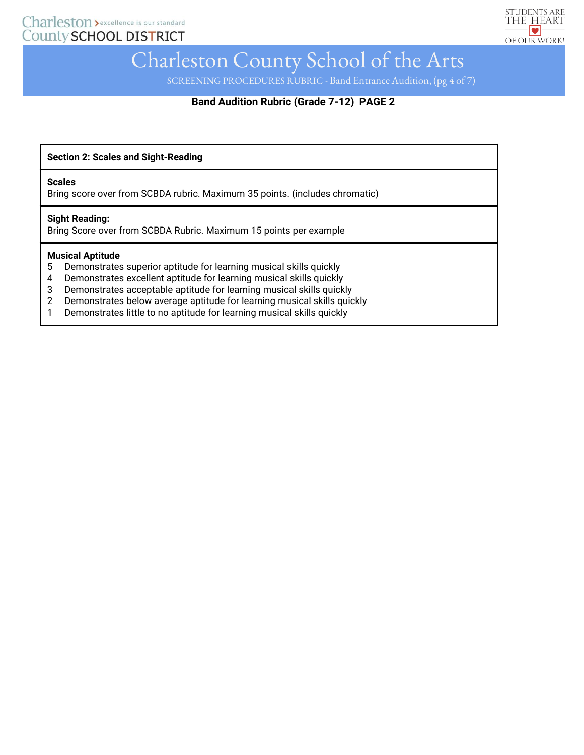# Charleston County School of the Arts

SCREENING PROCEDURES RUBRIC - Band Entrance Audition, (pg 4 of 7)

**Band Audition Rubric (Grade 7-12) PAGE 2**

| **Section 2: Scales and Sight-Reading** |
|---|
| **Scales**<br>Bring score over from SCBDA rubric. Maximum 35 points. (includes chromatic) |
| **Sight Reading:**<br>Bring Score over from SCBDA Rubric. Maximum 15 points per example |
| **Musical Aptitude**<br>5 Demonstrates superior aptitude for learning musical skills quickly<br>4 Demonstrates excellent aptitude for learning musical skills quickly<br>3 Demonstrates acceptable aptitude for learning musical skills quickly<br>2 Demonstrates below average aptitude for learning musical skills quickly<br>1 Demonstrates little to no aptitude for learning musical skills quickly |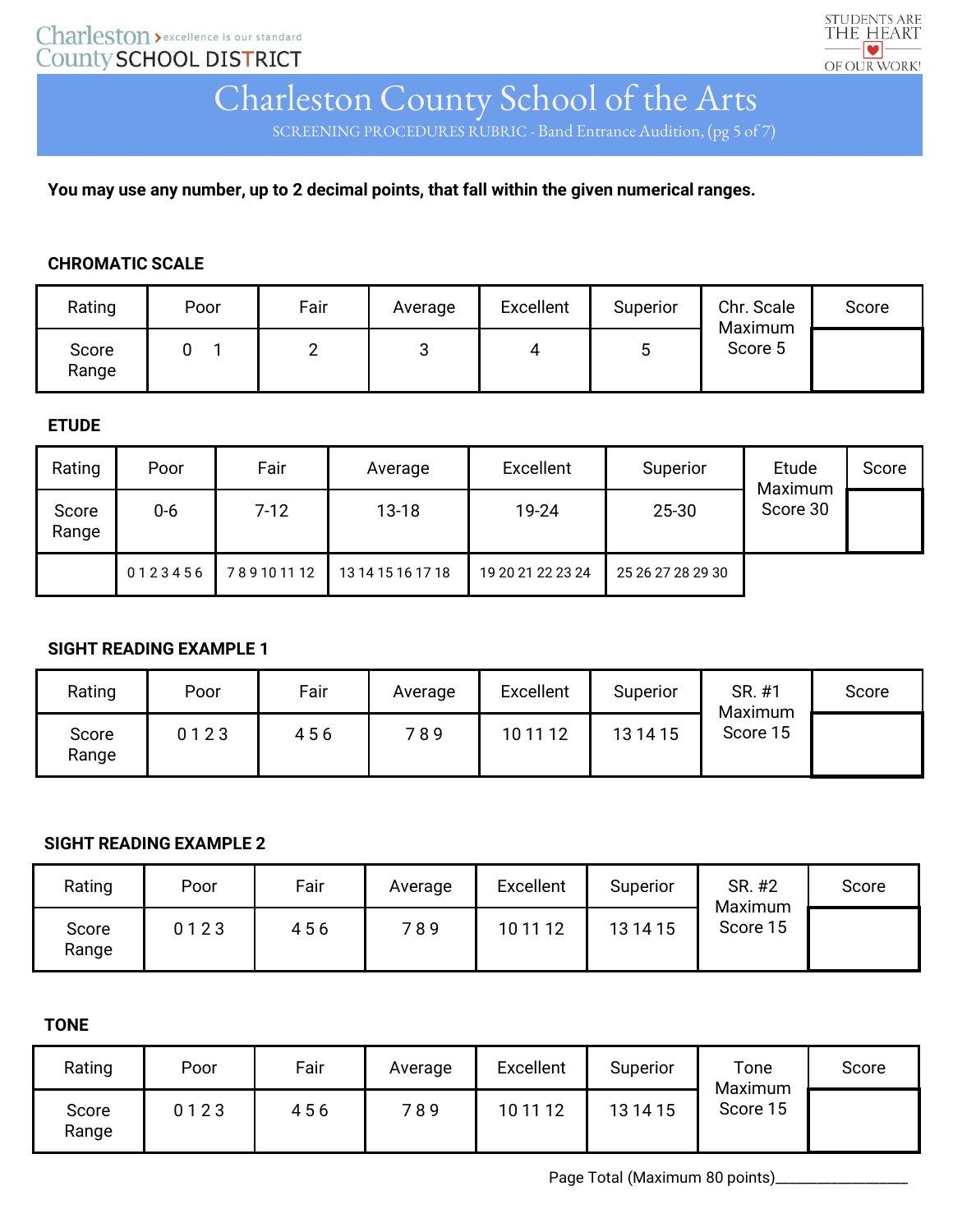Charleston County SCHOOL DISTRICT — excellence is our standard

STUDENTS ARE THE HEART OF OUR WORK!

# Charleston County School of the Arts

SCREENING PROCEDURES RUBRIC - Band Entrance Audition, (pg 5 of 7)

**You may use any number, up to 2 decimal points, that fall within the given numerical ranges.**

### CHROMATIC SCALE

| Rating | Poor | Fair | Average | Excellent | Superior | Chr. Scale Maximum Score 5 | Score |
|---|---|---|---|---|---|---|---|
| Score Range | 0 1 | 2 | 3 | 4 | 5 | | |

### ETUDE

| Rating | Poor | Fair | Average | Excellent | Superior | Etude Maximum Score 30 | Score |
|---|---|---|---|---|---|---|---|
| Score Range | 0-6 | 7-12 | 13-18 | 19-24 | 25-30 | | |
| | 0 1 2 3 4 5 6 | 7 8 9 10 11 12 | 13 14 15 16 17 18 | 19 20 21 22 23 24 | 25 26 27 28 29 30 | | |

### SIGHT READING EXAMPLE 1

| Rating | Poor | Fair | Average | Excellent | Superior | SR. #1 Maximum Score 15 | Score |
|---|---|---|---|---|---|---|---|
| Score Range | 0 1 2 3 | 4 5 6 | 7 8 9 | 10 11 12 | 13 14 15 | | |

### SIGHT READING EXAMPLE 2

| Rating | Poor | Fair | Average | Excellent | Superior | SR. #2 Maximum Score 15 | Score |
|---|---|---|---|---|---|---|---|
| Score Range | 0 1 2 3 | 4 5 6 | 7 8 9 | 10 11 12 | 13 14 15 | | |

### TONE

| Rating | Poor | Fair | Average | Excellent | Superior | Tone Maximum Score 15 | Score |
|---|---|---|---|---|---|---|---|
| Score Range | 0 1 2 3 | 4 5 6 | 7 8 9 | 10 11 12 | 13 14 15 | | |

Page Total (Maximum 80 points)\_\_\_\_\_\_\_\_\_\_\_\_\_\_\_\_\_\_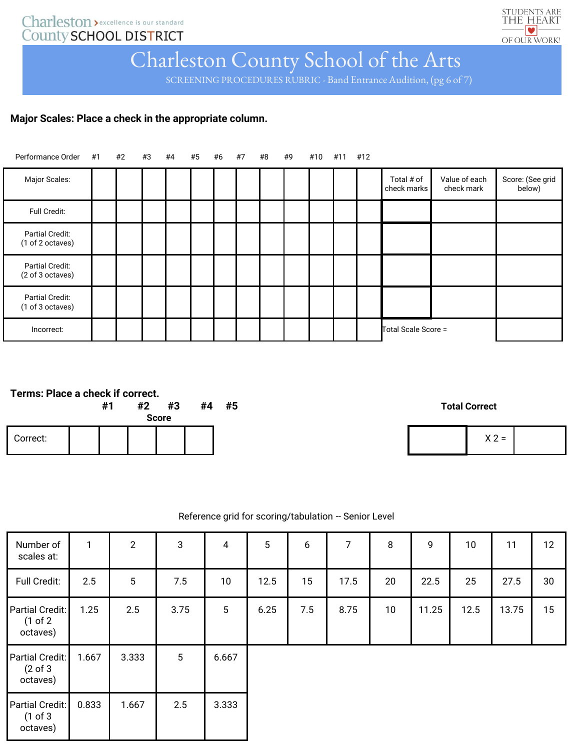Charleston County SCHOOL DISTRICT › excellence is our standard

STUDENTS ARE THE HEART OF OUR WORK!

# Charleston County School of the Arts

SCREENING PROCEDURES RUBRIC - Band Entrance Audition, (pg 6 of 7)

**Major Scales: Place a check in the appropriate column.**

| Performance Order | #1 | #2 | #3 | #4 | #5 | #6 | #7 | #8 | #9 | #10 | #11 | #12 | | | |
|---|---|---|---|---|---|---|---|---|---|---|---|---|---|---|---|
| Major Scales: | | | | | | | | | | | | | Total # of check marks | Value of each check mark | Score: (See grid below) |
| Full Credit: | | | | | | | | | | | | | | | |
| Partial Credit: (1 of 2 octaves) | | | | | | | | | | | | | | | |
| Partial Credit: (2 of 3 octaves) | | | | | | | | | | | | | | | |
| Partial Credit: (1 of 3 octaves) | | | | | | | | | | | | | | | |
| Incorrect: | | | | | | | | | | | | | Total Scale Score = | | |

**Terms: Place a check if correct.**

| | #1 | #2 | #3 | #4 | #5 |
|---|---|---|---|---|---|
| Correct: | | | | | |

**Score**

| Total Correct | | |
|---|---|---|
| | X 2 = | |

Reference grid for scoring/tabulation -- Senior Level

| Number of scales at: | 1 | 2 | 3 | 4 | 5 | 6 | 7 | 8 | 9 | 10 | 11 | 12 |
|---|---|---|---|---|---|---|---|---|---|---|---|---|
| Full Credit: | 2.5 | 5 | 7.5 | 10 | 12.5 | 15 | 17.5 | 20 | 22.5 | 25 | 27.5 | 30 |
| Partial Credit: (1 of 2 octaves) | 1.25 | 2.5 | 3.75 | 5 | 6.25 | 7.5 | 8.75 | 10 | 11.25 | 12.5 | 13.75 | 15 |
| Partial Credit: (2 of 3 octaves) | 1.667 | 3.333 | 5 | 6.667 | | | | | | | | |
| Partial Credit: (1 of 3 octaves) | 0.833 | 1.667 | 2.5 | 3.333 | | | | | | | | |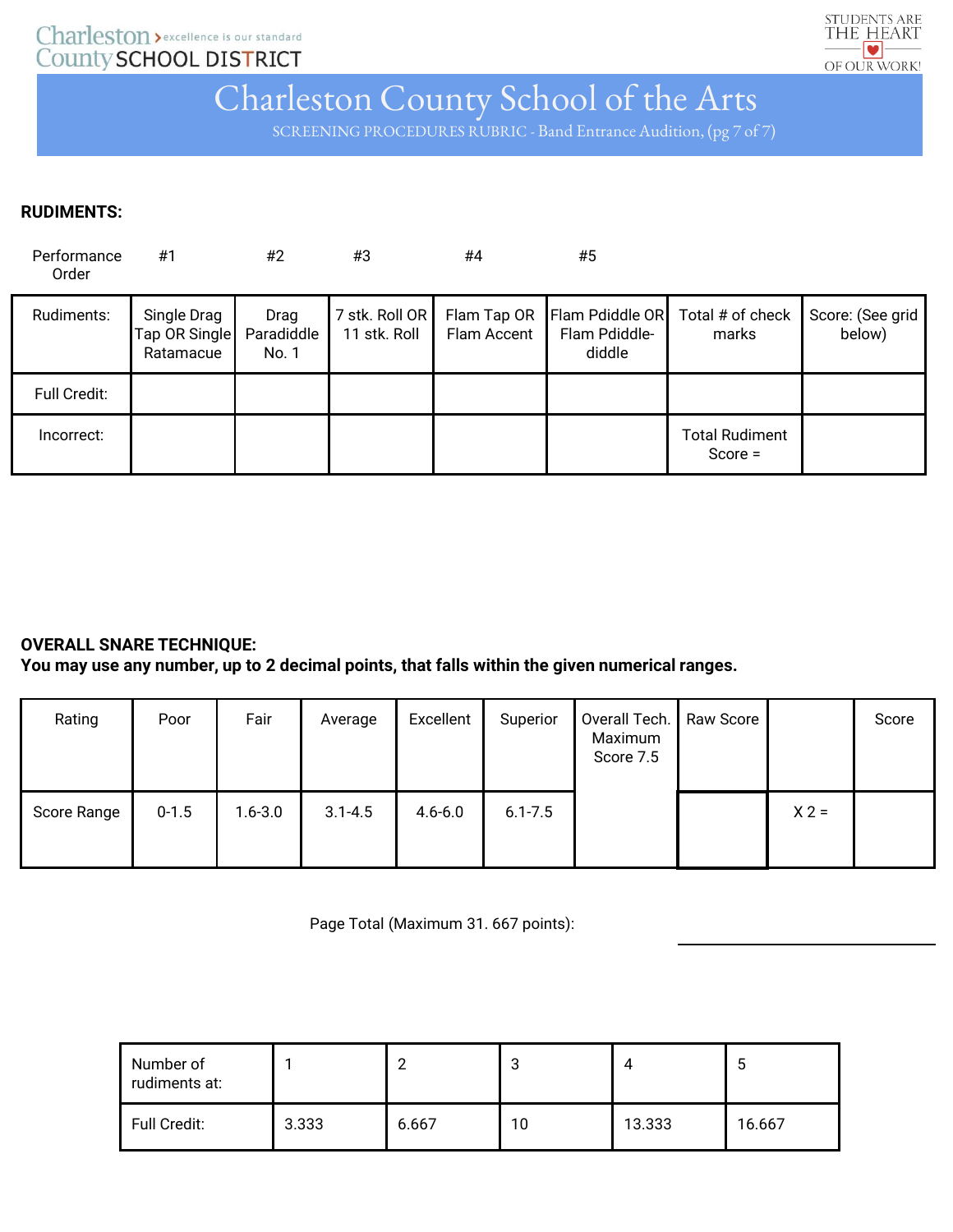Charleston County SCHOOL DISTRICT > excellence is our standard

STUDENTS ARE THE HEART OF OUR WORK!

# Charleston County School of the Arts

SCREENING PROCEDURES RUBRIC - Band Entrance Audition, (pg 7 of 7)

**RUDIMENTS:**

| Performance Order | #1 | #2 | #3 | #4 | #5 | | |
|---|---|---|---|---|---|---|---|
| Rudiments: | Single Drag Tap OR Single Ratamacue | Drag Paradiddle No. 1 | 7 stk. Roll OR 11 stk. Roll | Flam Tap OR Flam Accent | Flam Pdiddle OR Flam Pdiddle-diddle | Total # of check marks | Score: (See grid below) |
| Full Credit: | | | | | | | |
| Incorrect: | | | | | | Total Rudiment Score = | |

**OVERALL SNARE TECHNIQUE:**
**You may use any number, up to 2 decimal points, that falls within the given numerical ranges.**

| Rating | Poor | Fair | Average | Excellent | Superior | Overall Tech. Maximum Score 7.5 | Raw Score | | Score |
|---|---|---|---|---|---|---|---|---|---|
| Score Range | 0-1.5 | 1.6-3.0 | 3.1-4.5 | 4.6-6.0 | 6.1-7.5 | | | X 2 = | |

Page Total (Maximum 31. 667 points): ______________________

| Number of rudiments at: | 1 | 2 | 3 | 4 | 5 |
|---|---|---|---|---|---|
| Full Credit: | 3.333 | 6.667 | 10 | 13.333 | 16.667 |